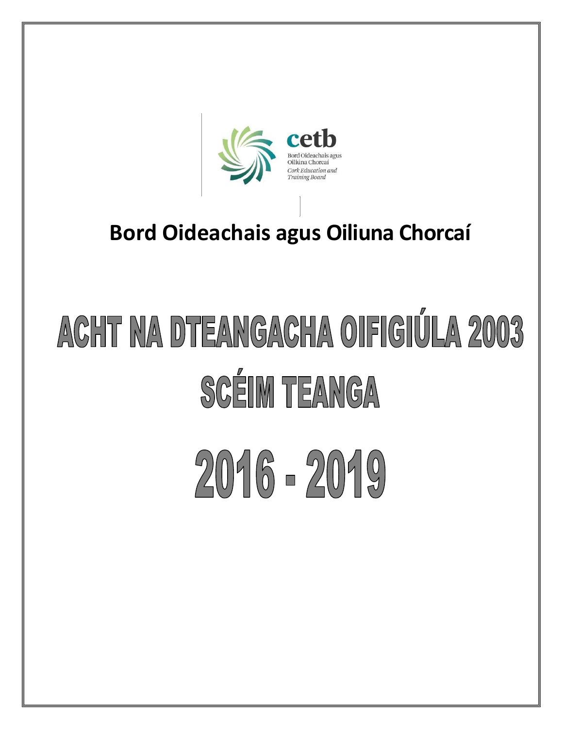cetb

Bord Oideachais agus Oiliúna Chorcaí

*Cork Education and Training Board*

**Bord Oideachais agus Oiliuna Chorcaí**

# ACHT NA DTEANGACHA OIFIGIÚLA 2003

# SCÉIM TEANGA

# 2016 - 2019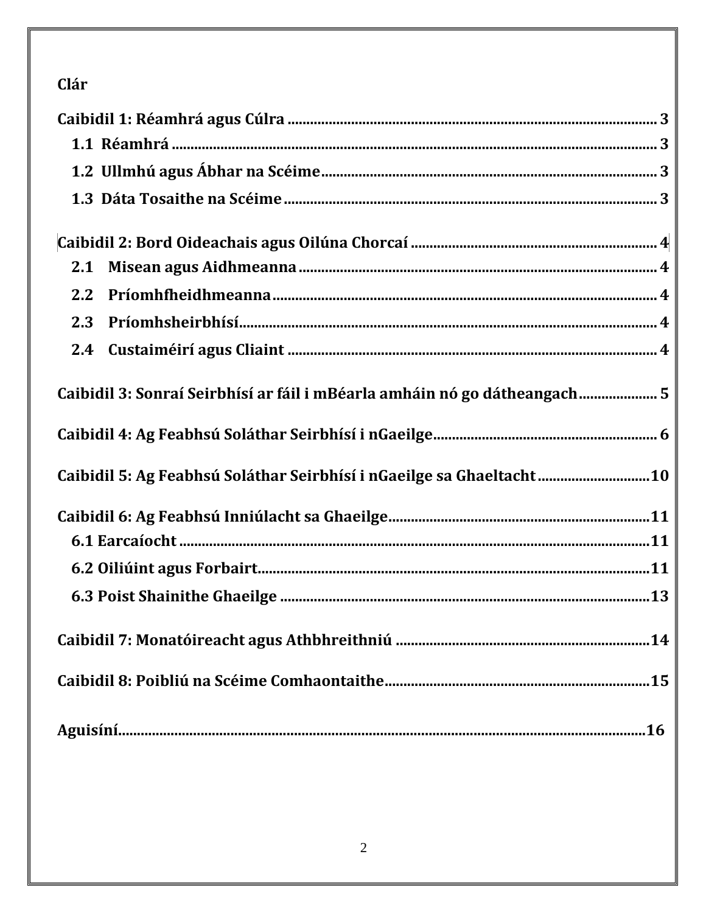**Clár**

**Caibidil 1: Réamhrá agus Cúlra** .......... 3

**1.1 Réamhrá** .......... 3

**1.2 Ullmhú agus Ábhar na Scéime** .......... 3

**1.3 Dáta Tosaithe na Scéime** .......... 3

**Caibidil 2: Bord Oideachais agus Oilúna Chorcaí** .......... 4

**2.1 Misean agus Aidhmeanna** .......... 4

**2.2 Príomhfheidhmeanna** .......... 4

**2.3 Príomhsheirbhísí** .......... 4

**2.4 Custaiméirí agus Cliaint** .......... 4

**Caibidil 3: Sonraí Seirbhísí ar fáil i mBéarla amháin nó go dátheangach** .......... 5

**Caibidil 4: Ag Feabhsú Soláthar Seirbhísí i nGaeilge** .......... 6

**Caibidil 5: Ag Feabhsú Soláthar Seirbhísí i nGaeilge sa Ghaeltacht** .......... 10

**Caibidil 6: Ag Feabhsú Inniúlacht sa Ghaeilge** .......... 11

**6.1 Earcaíocht** .......... 11

**6.2 Oiliúint agus Forbairt** .......... 11

**6.3 Poist Shainithe Ghaeilge** .......... 13

**Caibidil 7: Monatóireacht agus Athbhreithniú** .......... 14

**Caibidil 8: Poibliú na Scéime Comhaontaithe** .......... 15

**Aguisíní** .......... 16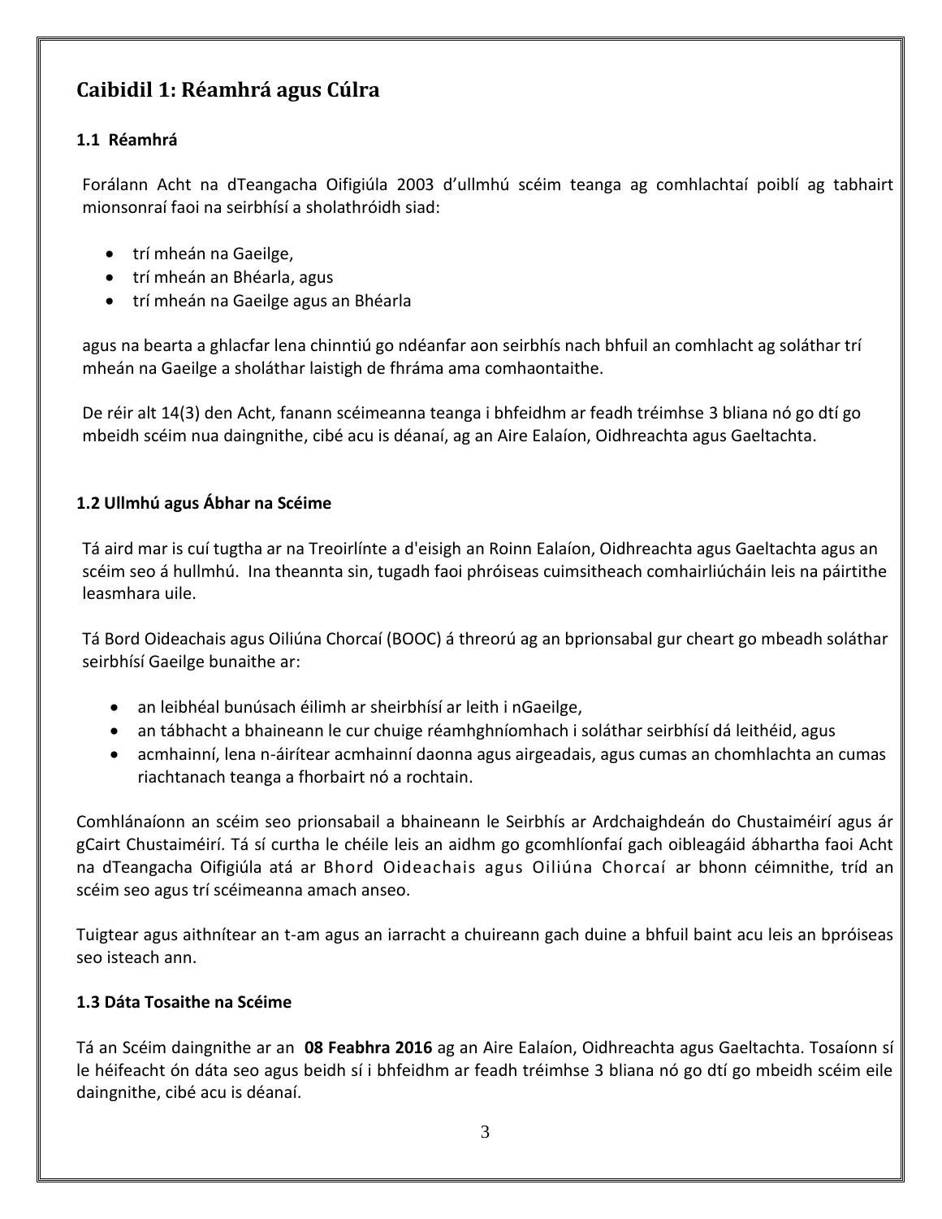# Caibidil 1: Réamhrá agus Cúlra

### 1.1 Réamhrá

Forálann Acht na dTeangacha Oifigiúla 2003 d'ullmhú scéim teanga ag comhlachtaí poiblí ag tabhairt mionsonraí faoi na seirbhísí a sholathróidh siad:

- trí mheán na Gaeilge,
- trí mheán an Bhéarla, agus
- trí mheán na Gaeilge agus an Bhéarla

agus na bearta a ghlacfar lena chinntiú go ndéanfar aon seirbhís nach bhfuil an comhlacht ag soláthar trí mheán na Gaeilge a sholáthar laistigh de fhráma ama comhaontaithe.

De réir alt 14(3) den Acht, fanann scéimeanna teanga i bhfeidhm ar feadh tréimhse 3 bliana nó go dtí go mbeidh scéim nua daingnithe, cibé acu is déanaí, ag an Aire Ealaíon, Oidhreachta agus Gaeltachta.

### 1.2 Ullmhú agus Ábhar na Scéime

Tá aird mar is cuí tugtha ar na Treoirlínte a d'eisigh an Roinn Ealaíon, Oidhreachta agus Gaeltachta agus an scéim seo á hullmhú. Ina theannta sin, tugadh faoi phróiseas cuimsitheach comhairliúcháin leis na páirtithe leasmhara uile.

Tá Bord Oideachais agus Oiliúna Chorcaí (BOOC) á threorú ag an bprionsabal gur cheart go mbeadh soláthar seirbhísí Gaeilge bunaithe ar:

- an leibhéal bunúsach éilimh ar sheirbhísí ar leith i nGaeilge,
- an tábhacht a bhaineann le cur chuige réamhghníomhach i soláthar seirbhísí dá leithéid, agus
- acmhainní, lena n-áirítear acmhainní daonna agus airgeadais, agus cumas an chomhlachta an cumas riachtanach teanga a fhorbairt nó a rochtain.

Comhlánaíonn an scéim seo prionsabail a bhaineann le Seirbhís ar Ardchaighdeán do Chustaiméirí agus ár gCairt Chustaiméirí. Tá sí curtha le chéile leis an aidhm go gcomhlíonfaí gach oibleagáid ábhartha faoi Acht na dTeangacha Oifigiúla atá ar Bhord Oideachais agus Oiliúna Chorcaí ar bhonn céimnithe, tríd an scéim seo agus trí scéimeanna amach anseo.

Tuigtear agus aithnítear an t-am agus an iarracht a chuireann gach duine a bhfuil baint acu leis an bpróiseas seo isteach ann.

### 1.3 Dáta Tosaithe na Scéime

Tá an Scéim daingnithe ar an **08 Feabhra 2016** ag an Aire Ealaíon, Oidhreachta agus Gaeltachta. Tosaíonn sí le héifeacht ón dáta seo agus beidh sí i bhfeidhm ar feadh tréimhse 3 bliana nó go dtí go mbeidh scéim eile daingnithe, cibé acu is déanaí.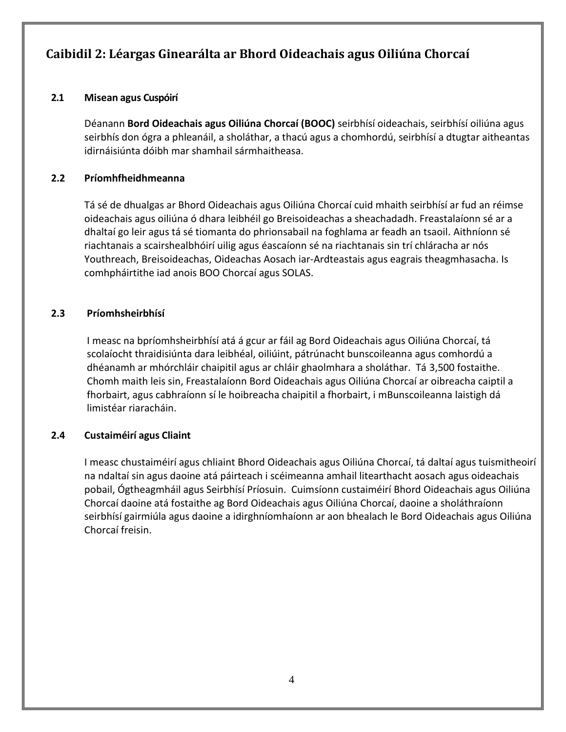## Caibidil 2: Léargas Ginearálta ar Bhord Oideachais agus Oiliúna Chorcaí

### 2.1 Misean agus Cuspóirí

Déanann **Bord Oideachais agus Oiliúna Chorcaí (BOOC)** seirbhísí oideachais, seirbhísí oiliúna agus seirbhís don ógra a phleanáil, a sholáthar, a thacú agus a chomhordú, seirbhísí a dtugtar aitheantas idirnáisiúnta dóibh mar shamhail sármhaitheasa.

### 2.2 Príomhfheidhmeanna

Tá sé de dhualgas ar Bhord Oideachais agus Oiliúna Chorcaí cuid mhaith seirbhísí ar fud an réimse oideachais agus oiliúna ó dhara leibhéil go Breisoideachas a sheachadadh. Freastalaíonn sé ar a dhaltaí go leir agus tá sé tiomanta do phrionsabail na foghlama ar feadh an tsaoil. Aithníonn sé riachtanais a scairshealbhóirí uilig agus éascaíonn sé na riachtanais sin trí chláracha ar nós Youthreach, Breisoideachas, Oideachas Aosach iar-Ardteastais agus eagrais theagmhasacha. Is comhpháirtithe iad anois BOO Chorcaí agus SOLAS.

### 2.3 Príomhsheirbhísí

I measc na bpríomhsheirbhísí atá á gcur ar fáil ag Bord Oideachais agus Oiliúna Chorcaí, tá scolaíocht thraidisiúnta dara leibhéal, oiliúint, pátrúnacht bunscoileanna agus comhordú a dhéanamh ar mhórchláir chaipitil agus ar chláir ghaolmhara a sholáthar. Tá 3,500 fostaithe. Chomh maith leis sin, Freastalaíonn Bord Oideachais agus Oiliúna Chorcaí ar oibreacha caiptil a fhorbairt, agus cabhraíonn sí le hoibreacha chaipitil a fhorbairt, i mBunscoileanna laistigh dá limistéar riaracháin.

### 2.4 Custaiméirí agus Cliaint

I measc chustaiméirí agus chliaint Bhord Oideachais agus Oiliúna Chorcaí, tá daltaí agus tuismitheoirí na ndaltaí sin agus daoine atá páirteach i scéimeanna amhail litearthacht aosach agus oideachais pobail, Ógtheagmháil agus Seirbhísí Príosuin. Cuimsíonn custaiméirí Bhord Oideachais agus Oiliúna Chorcaí daoine atá fostaithe ag Bord Oideachais agus Oiliúna Chorcaí, daoine a sholáthraíonn seirbhísí gairmiúla agus daoine a idirghníomhaíonn ar aon bhealach le Bord Oideachais agus Oiliúna Chorcaí freisin.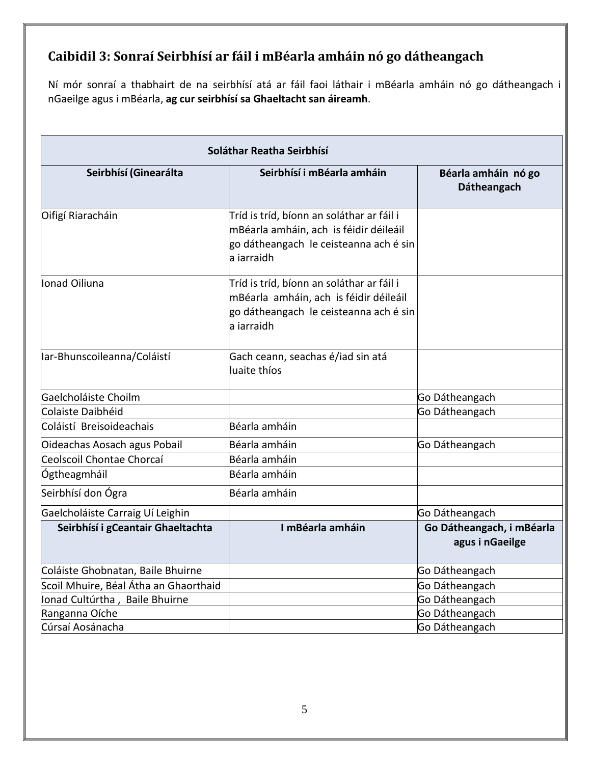## Caibidil 3: Sonraí Seirbhísí ar fáil i mBéarla amháin nó go dátheangach

Ní mór sonraí a thabhairt de na seirbhísí atá ar fáil faoi láthair i mBéarla amháin nó go dátheangach i nGaeilge agus i mBéarla, **ag cur seirbhísí sa Ghaeltacht san áireamh**.

| **Soláthar Reatha Seirbhísí** | | |
|---|---|---|
| **Seirbhísí (Ginearálta** | **Seirbhísí i mBéarla amháin** | **Béarla amháin nó go Dátheangach** |
| Oifigí Riaracháin | Tríd is tríd, bíonn an soláthar ar fáil i mBéarla amháin, ach is féidir déileáil go dátheangach le ceisteanna ach é sin a iarraidh | |
| Ionad Oiliuna | Tríd is tríd, bíonn an soláthar ar fáil i mBéarla amháin, ach is féidir déileáil go dátheangach le ceisteanna ach é sin a iarraidh | |
| Iar-Bhunscoileanna/Coláistí | Gach ceann, seachas é/iad sin atá luaite thíos | |
| Gaelcholáiste Choilm | | Go Dátheangach |
| Colaiste Daibhéid | | Go Dátheangach |
| Coláistí Breisoideachais | Béarla amháin | |
| Oideachas Aosach agus Pobail | Béarla amháin | Go Dátheangach |
| Ceolscoil Chontae Chorcaí | Béarla amháin | |
| Ógtheagmháil | Béarla amháin | |
| Seirbhísí don Ógra | Béarla amháin | |
| Gaelcholáiste Carraig Uí Leighin | | Go Dátheangach |
| **Seirbhísí i gCeantair Ghaeltachta** | **I mBéarla amháin** | **Go Dátheangach, i mBéarla agus i nGaeilge** |
| Coláiste Ghobnatan, Baile Bhuirne | | Go Dátheangach |
| Scoil Mhuire, Béal Átha an Ghaorthaid | | Go Dátheangach |
| Ionad Cultúrtha , Baile Bhuirne | | Go Dátheangach |
| Ranganna Oíche | | Go Dátheangach |
| Cúrsaí Aosánacha | | Go Dátheangach |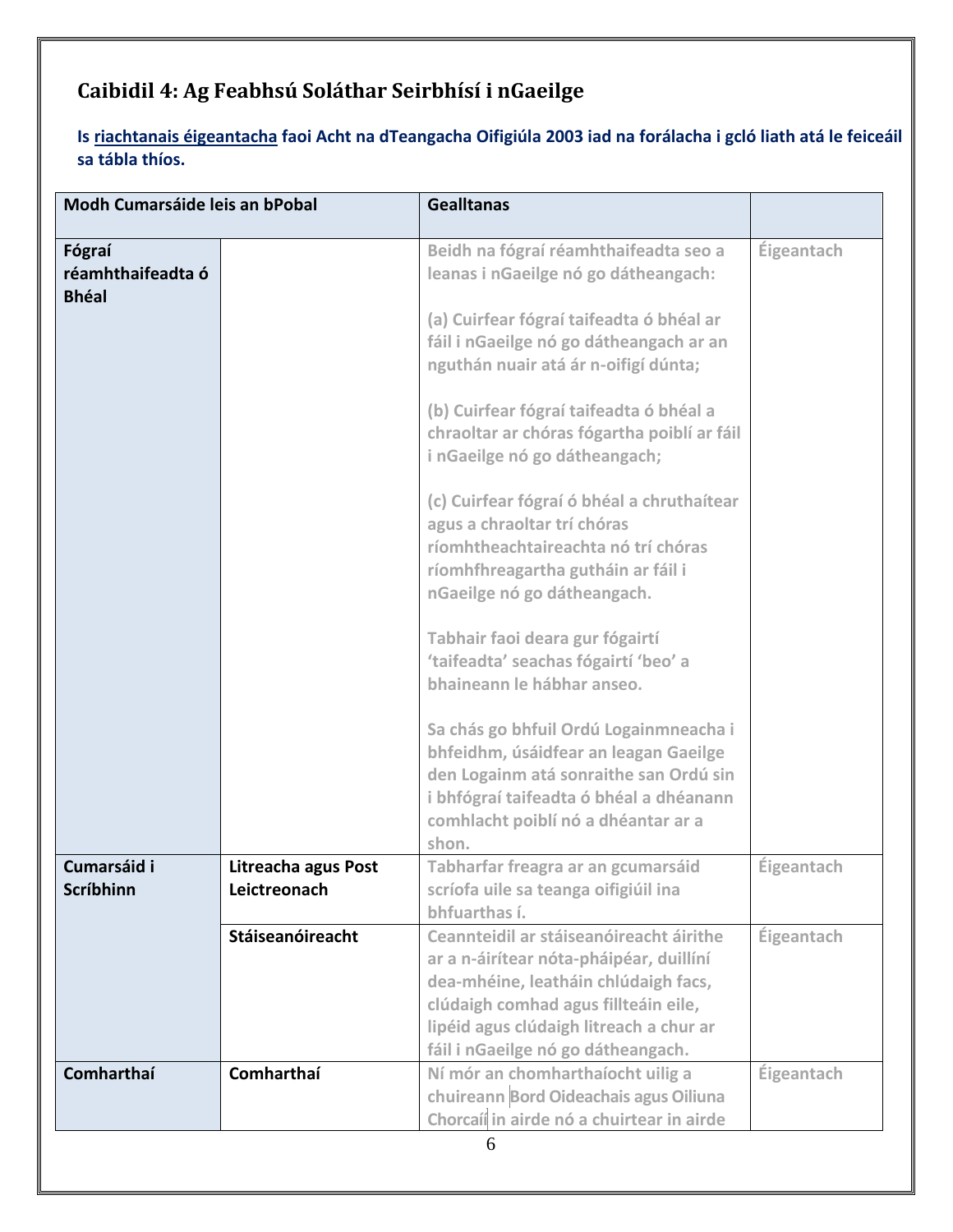## Caibidil 4: Ag Feabhsú Soláthar Seirbhísí i nGaeilge

**Is riachtanais éigeantacha faoi Acht na dTeangacha Oifigiúla 2003 iad na forálacha i gcló liath atá le feiceáil sa tábla thíos.**

| Modh Cumarsáide leis an bPobal | | Gealltanas | |
|---|---|---|---|
| **Fógraí réamhthaifeadta ó Bhéal** | | **Beidh na fógraí réamhthaifeadta seo a leanas i nGaeilge nó go dátheangach:**<br><br>**(a) Cuirfear fógraí taifeadta ó bhéal ar fáil i nGaeilge nó go dátheangach ar an nguthán nuair atá ár n-oifigí dúnta;**<br><br>**(b) Cuirfear fógraí taifeadta ó bhéal a chraoltar ar chóras fógartha poiblí ar fáil i nGaeilge nó go dátheangach;**<br><br>**(c) Cuirfear fógraí ó bhéal a chruthaítear agus a chraoltar trí chóras ríomhtheachtaireachta nó trí chóras ríomhfhreagartha gutháin ar fáil i nGaeilge nó go dátheangach.**<br><br>**Tabhair faoi deara gur fógairtí 'taifeadta' seachas fógairtí 'beo' a bhaineann le hábhar anseo.**<br><br>**Sa chás go bhfuil Ordú Logainmneacha i bhfeidhm, úsáidfear an leagan Gaeilge den Logainm atá sonraithe san Ordú sin i bhfógraí taifeadta ó bhéal a dhéanann comhlacht poiblí nó a dhéantar ar a shon.** | **Éigeantach** |
| **Cumarsáid i Scríbhinn** | **Litreacha agus Post Leictreonach** | **Tabharfar freagra ar an gcumarsáid scríofa uile sa teanga oifigiúil ina bhfuarthas í.** | **Éigeantach** |
| | **Stáiseanóireacht** | **Ceannteidil ar stáiseanóireacht áirithe ar a n-áirítear nóta-pháipéar, duillíní dea-mhéine, leatháin chlúdaigh facs, clúdaigh comhad agus fillteáin eile, lipéid agus clúdaigh litreach a chur ar fáil i nGaeilge nó go dátheangach.** | **Éigeantach** |
| **Comharthaí** | **Comharthaí** | **Ní mór an chomharthaíocht uilig a chuireann Bord Oideachais agus Oiliuna Chorcaí in airde nó a chuirtear in airde** | **Éigeantach** |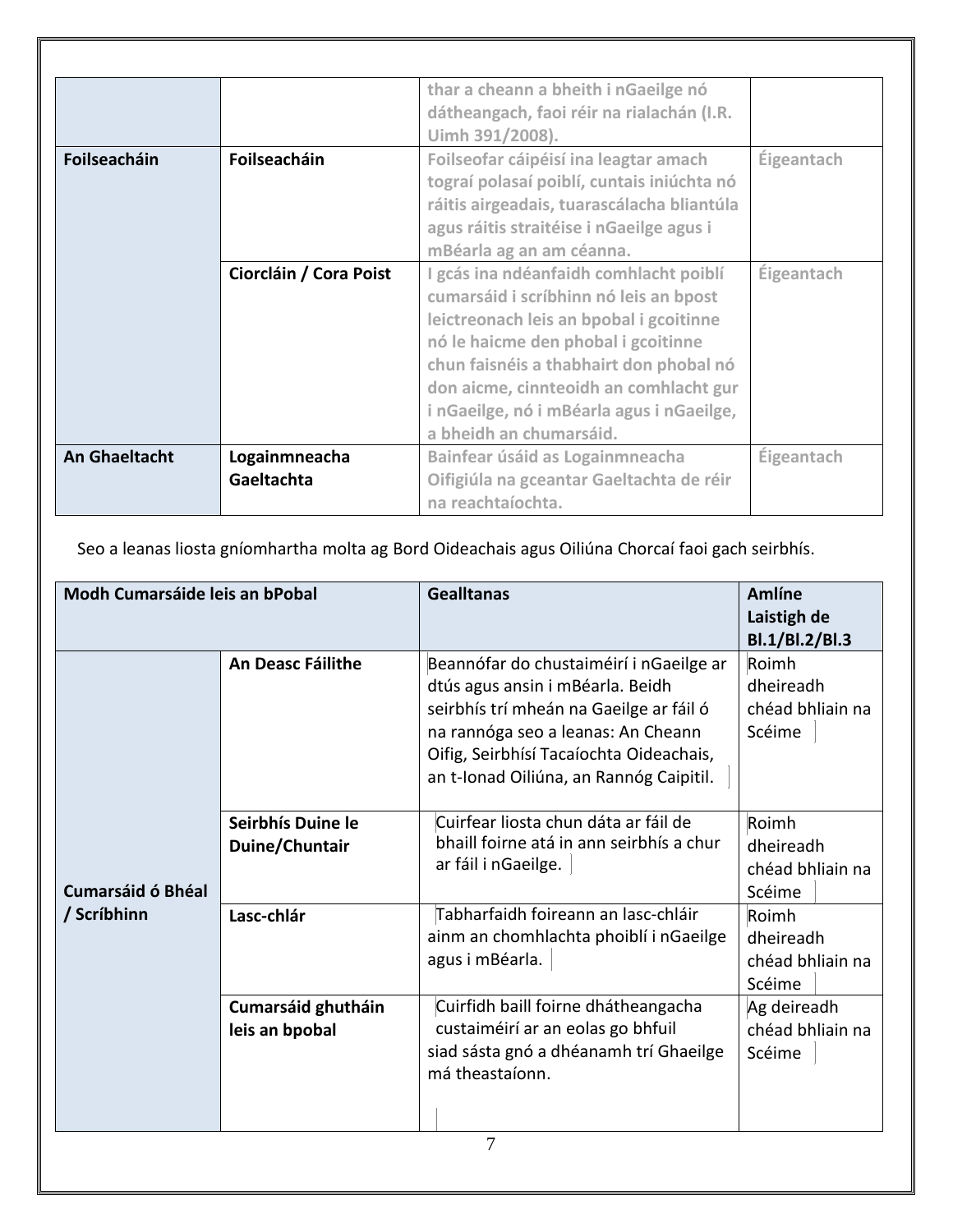|  |  | thar a cheann a bheith i nGaeilge nó dátheangach, faoi réir na rialachán (I.R. Uimh 391/2008). |  |
|---|---|---|---|
| **Foilseacháin** | **Foilseacháin** | Foilseofar cáipéisí ina leagtar amach tograí polasaí poiblí, cuntais iniúchta nó ráitis airgeadais, tuarascálacha bliantúla agus ráitis straitéise i nGaeilge agus i mBéarla ag an am céanna. | Éigeantach |
|  | **Ciorcláin / Cora Poist** | I gcás ina ndéanfaidh comhlacht poiblí cumarsáid i scríbhinn nó leis an bpost leictreonach leis an bpobal i gcoitinne nó le haicme den phobal i gcoitinne chun faisnéis a thabhairt don phobal nó don aicme, cinnteoidh an comhlacht gur i nGaeilge, nó i mBéarla agus i nGaeilge, a bheidh an chumarsáid. | Éigeantach |
| **An Ghaeltacht** | **Logainmneacha Gaeltachta** | Bainfear úsáid as Logainmneacha Oifigiúla na gceantar Gaeltachta de réir na reachtaíochta. | Éigeantach |

Seo a leanas liosta gníomhartha molta ag Bord Oideachais agus Oiliúna Chorcaí faoi gach seirbhís.

| **Modh Cumarsáide leis an bPobal** |  | **Gealltanas** | **Amlíne Laistigh de Bl.1/Bl.2/Bl.3** |
|---|---|---|---|
| **Cumarsáid ó Bhéal / Scríbhinn** | **An Deasc Fáilithe** | Beannófar do chustaiméirí i nGaeilge ar dtús agus ansin i mBéarla. Beidh seirbhís trí mheán na Gaeilge ar fáil ó na rannóga seo a leanas: An Cheann Oifig, Seirbhísí Tacaíochta Oideachais, an t-Ionad Oiliúna, an Rannóg Caipitil. | Roimh dheireadh chéad bhliain na Scéime |
|  | **Seirbhís Duine le Duine/Chuntair** | Cuirfear liosta chun dáta ar fáil de bhaill foirne atá in ann seirbhís a chur ar fáil i nGaeilge. | Roimh dheireadh chéad bhliain na Scéime |
|  | **Lasc-chlár** | Tabharfaidh foireann an lasc-chláir ainm an chomhlachta phoiblí i nGaeilge agus i mBéarla. | Roimh dheireadh chéad bhliain na Scéime |
|  | **Cumarsáid ghutháin leis an bpobal** | Cuirfidh baill foirne dhátheangacha custaiméirí ar an eolas go bhfuil siad sásta gnó a dhéanamh trí Ghaeilge má theastaíonn. | Ag deireadh chéad bhliain na Scéime |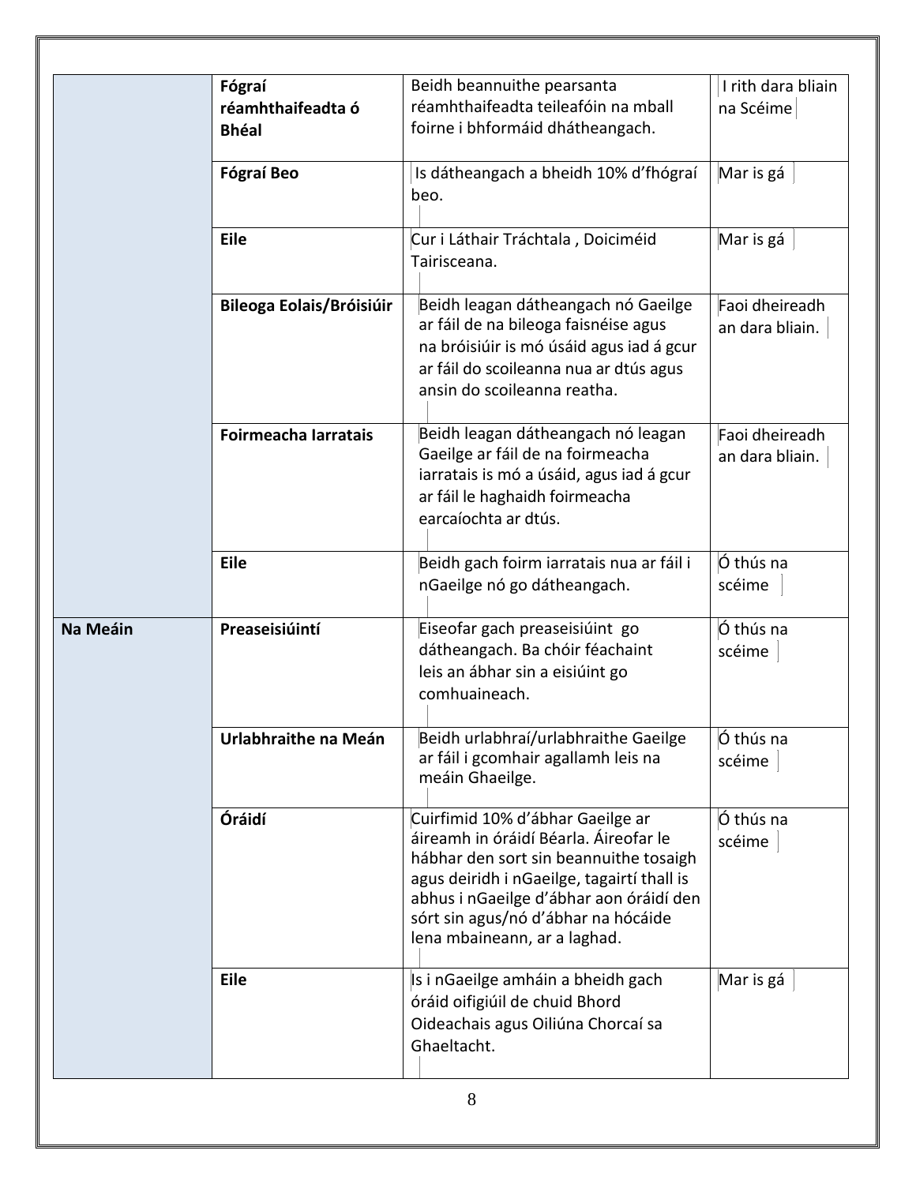| | | | |
|---|---|---|---|
| | **Fógraí réamhthaifeadta ó Bhéal** | Beidh beannuithe pearsanta réamhthaifeadta teileafóin na mball foirne i bhformáid dhátheangach. | I rith dara bliain na Scéime |
| | **Fógraí Beo** | Is dátheangach a bheidh 10% d'fhógraí beo. | Mar is gá |
| | **Eile** | Cur i Láthair Tráchtala , Doiciméid Tairisceana. | Mar is gá |
| | **Bileoga Eolais/Bróisiúir** | Beidh leagan dátheangach nó Gaeilge ar fáil de na bileoga faisnéise agus na bróisiúir is mó úsáid agus iad á gcur ar fáil do scoileanna nua ar dtús agus ansin do scoileanna reatha. | Faoi dheireadh an dara bliain. |
| | **Foirmeacha Iarratais** | Beidh leagan dátheangach nó leagan Gaeilge ar fáil de na foirmeacha iarratais is mó a úsáid, agus iad á gcur ar fáil le haghaidh foirmeacha earcaíochta ar dtús. | Faoi dheireadh an dara bliain. |
| | **Eile** | Beidh gach foirm iarratais nua ar fáil i nGaeilge nó go dátheangach. | Ó thús na scéime |
| **Na Meáin** | **Preaseisiúintí** | Eiseofar gach preaseisiúint go dátheangach. Ba chóir féachaint leis an ábhar sin a eisiúint go comhuaineach. | Ó thús na scéime |
| | **Urlabhraithe na Meán** | Beidh urlabhraí/urlabhraithe Gaeilge ar fáil i gcomhair agallamh leis na meáin Ghaeilge. | Ó thús na scéime |
| | **Óráidí** | Cuirfimid 10% d'ábhar Gaeilge ar áireamh in óráidí Béarla. Áireofar le hábhar den sort sin beannuithe tosaigh agus deiridh i nGaeilge, tagairtí thall is abhus i nGaeilge d'ábhar aon óráidí den sórt sin agus/nó d'ábhar na hócáide lena mbaineann, ar a laghad. | Ó thús na scéime |
| | **Eile** | Is i nGaeilge amháin a bheidh gach óráid oifigiúil de chuid Bhord Oideachais agus Oiliúna Chorcaí sa Ghaeltacht. | Mar is gá |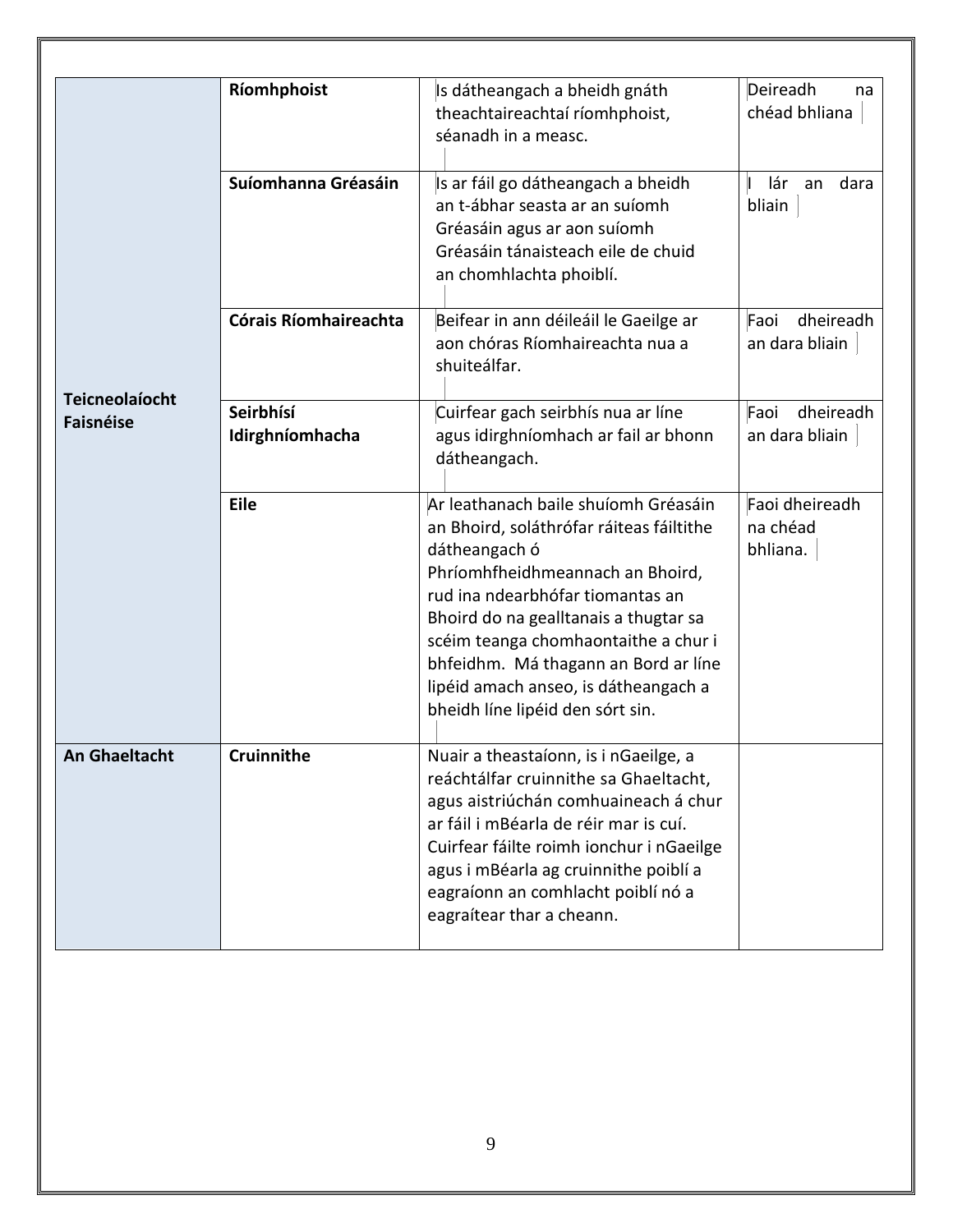| | | | |
|---|---|---|---|
| **Teicneolaíocht Faisnéise** | **Ríomhphoist** | Is dátheangach a bheidh gnáth theachtaireachtaí ríomhphoist, séanadh in a measc. | Deireadh na chéad bhliana |
| | **Suíomhanna Gréasáin** | Is ar fáil go dátheangach a bheidh an t-ábhar seasta ar an suíomh Gréasáin agus ar aon suíomh Gréasáin tánaisteach eile de chuid an chomhlachta phoiblí. | I lár an dara bliain |
| | **Córais Ríomhaireachta** | Beifear in ann déileáil le Gaeilge ar aon chóras Ríomhaireachta nua a shuiteálfar. | Faoi dheireadh an dara bliain |
| | **Seirbhísí Idirghníomhacha** | Cuirfear gach seirbhís nua ar líne agus idirghníomhach ar fail ar bhonn dátheangach. | Faoi dheireadh an dara bliain |
| | **Eile** | Ar leathanach baile shuíomh Gréasáin an Bhoird, soláthrófar ráiteas fáiltithe dátheangach ó Phríomhfheidhmeannach an Bhoird, rud ina ndearbhófar tiomantas an Bhoird do na gealltanais a thugtar sa scéim teanga chomhaontaithe a chur i bhfeidhm. Má thagann an Bord ar líne lipéid amach anseo, is dátheangach a bheidh líne lipéid den sórt sin. | Faoi dheireadh na chéad bhliana. |
| **An Ghaeltacht** | **Cruinnithe** | Nuair a theastaíonn, is i nGaeilge, a reáchtálfar cruinnithe sa Ghaeltacht, agus aistriúchán comhuaineach á chur ar fáil i mBéarla de réir mar is cuí. Cuirfear fáilte roimh ionchur i nGaeilge agus i mBéarla ag cruinnithe poiblí a eagraíonn an comhlacht poiblí nó a eagraítear thar a cheann. | |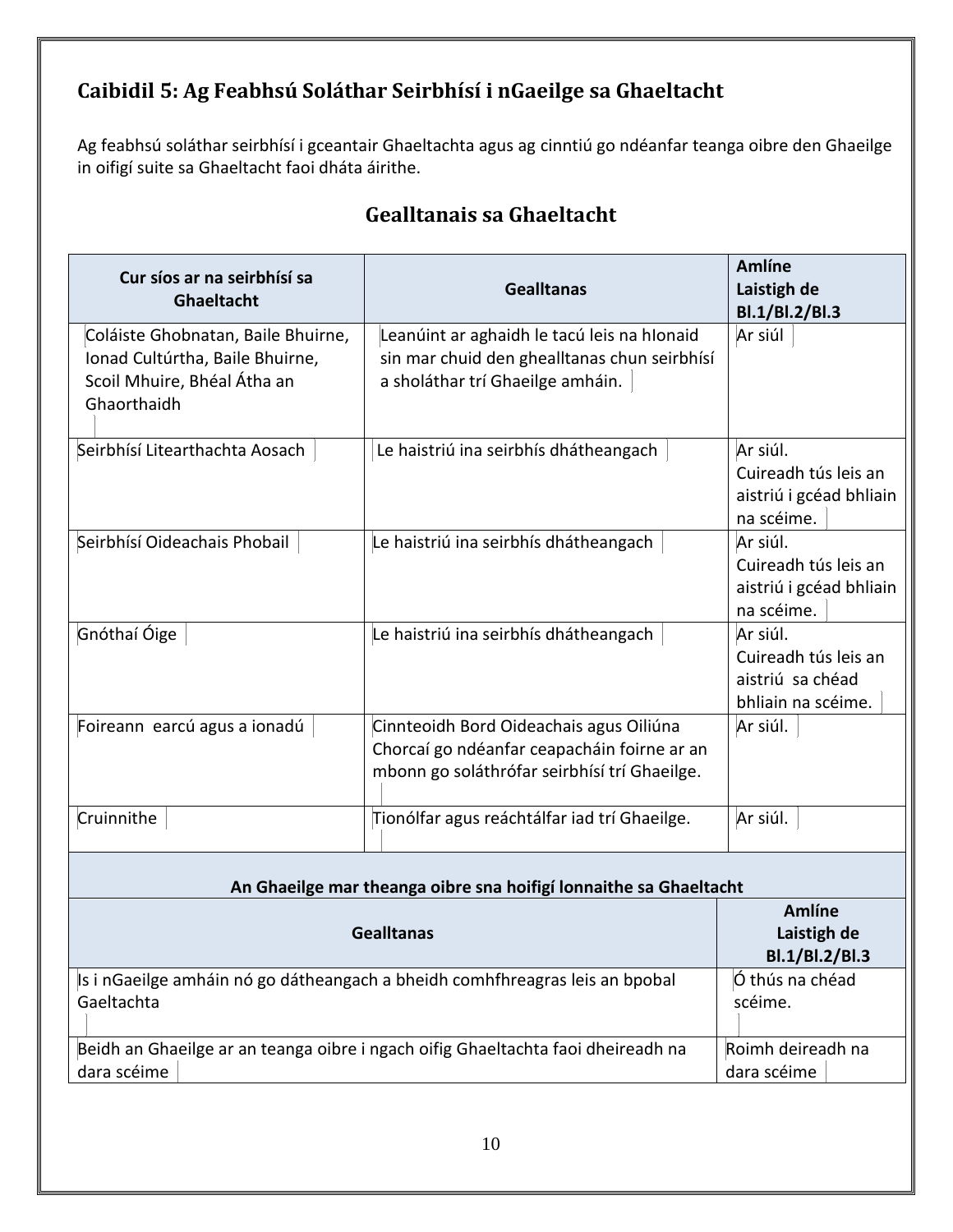## Caibidil 5: Ag Feabhsú Soláthar Seirbhísí i nGaeilge sa Ghaeltacht

Ag feabhsú soláthar seirbhísí i gceantair Ghaeltachta agus ag cinntiú go ndéanfar teanga oibre den Ghaeilge in oifigí suite sa Ghaeltacht faoi dháta áirithe.

### Gealltanais sa Ghaeltacht

| Cur síos ar na seirbhísí sa Ghaeltacht | Gealltanas | Amlíne Laistigh de Bl.1/Bl.2/Bl.3 |
|---|---|---|
| Coláiste Ghobnatan, Baile Bhuirne, Ionad Cultúrtha, Baile Bhuirne, Scoil Mhuire, Bhéal Átha an Ghaorthaidh | Leanúint ar aghaidh le tacú leis na hIonaid sin mar chuid den ghealltanas chun seirbhísí a sholáthar trí Ghaeilge amháin. | Ar siúl |
| Seirbhísí Litearthachta Aosach | Le haistriú ina seirbhís dhátheangach | Ar siúl. Cuireadh tús leis an aistriú i gcéad bhliain na scéime. |
| Seirbhísí Oideachais Phobail | Le haistriú ina seirbhís dhátheangach | Ar siúl. Cuireadh tús leis an aistriú i gcéad bhliain na scéime. |
| Gnóthaí Óige | Le haistriú ina seirbhís dhátheangach | Ar siúl. Cuireadh tús leis an aistriú sa chéad bhliain na scéime. |
| Foireann earcú agus a ionadú | Cinnteoidh Bord Oideachais agus Oiliúna Chorcaí go ndéanfar ceapacháin foirne ar an mbonn go soláthrófar seirbhísí trí Ghaeilge. | Ar siúl. |
| Cruinnithe | Tionólfar agus reáchtálfar iad trí Ghaeilge. | Ar siúl. |

**An Ghaeilge mar theanga oibre sna hoifigí lonnaithe sa Ghaeltacht**

| Gealltanas | Amlíne Laistigh de Bl.1/Bl.2/Bl.3 |
|---|---|
| Is i nGaeilge amháin nó go dátheangach a bheidh comhfhreagras leis an bpobal Gaeltachta | Ó thús na chéad scéime. |
| Beidh an Ghaeilge ar an teanga oibre i ngach oifig Ghaeltachta faoi dheireadh na dara scéime | Roimh deireadh na dara scéime |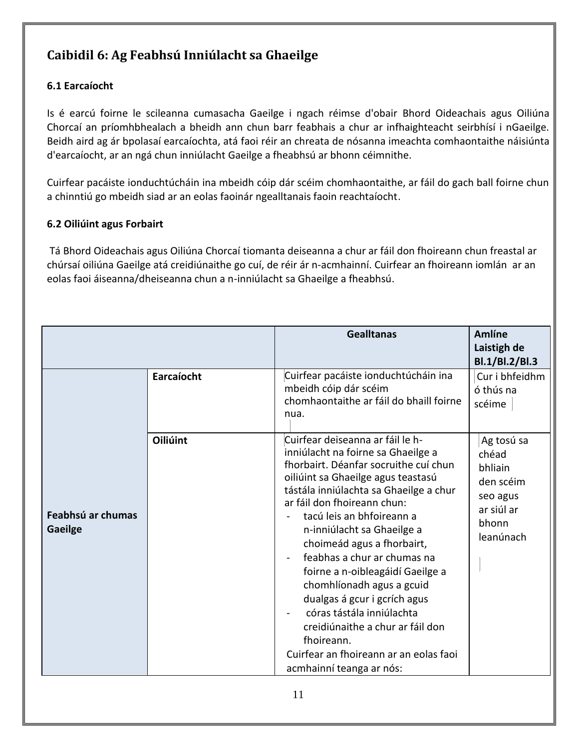## Caibidil 6: Ag Feabhsú Inniúlacht sa Ghaeilge

### 6.1 Earcaíocht

Is é earcú foirne le scileanna cumasacha Gaeilge i ngach réimse d'obair Bhord Oideachais agus Oiliúna Chorcaí an príomhbhealach a bheidh ann chun barr feabhais a chur ar infhaighteacht seirbhísí i nGaeilge. Beidh aird ag ár bpolasaí earcaíochta, atá faoi réir an chreata de nósanna imeachta comhaontaithe náisiúnta d'earcaíocht, ar an ngá chun inniúlacht Gaeilge a fheabhsú ar bhonn céimnithe.

Cuirfear pacáiste ionduchtúcháin ina mbeidh cóip dár scéim chomhaontaithe, ar fáil do gach ball foirne chun a chinntiú go mbeidh siad ar an eolas faoinár ngealltanais faoin reachtaíocht.

### 6.2 Oiliúint agus Forbairt

Tá Bhord Oideachais agus Oiliúna Chorcaí tiomanta deiseanna a chur ar fáil don fhoireann chun freastal ar chúrsaí oiliúna Gaeilge atá creidiúnaithe go cuí, de réir ár n-acmhainní. Cuirfear an fhoireann iomlán ar an eolas faoi áiseanna/dheiseanna chun a n-inniúlacht sa Ghaeilge a fheabhsú.

| | | Gealltanas | Amlíne Laistigh de Bl.1/Bl.2/Bl.3 |
|---|---|---|---|
| Feabhsú ar chumas Gaeilge | Earcaíocht | Cuirfear pacáiste ionduchtúcháin ina mbeidh cóip dár scéim chomhaontaithe ar fáil do bhaill foirne nua. | Cur i bhfeidhm ó thús na scéime |
| | Oiliúint | Cuirfear deiseanna ar fáil le h-inniúlacht na foirne sa Ghaeilge a fhorbairt. Déanfar socruithe cuí chun oiliúint sa Ghaeilge agus teastasú tástála inniúlachta sa Ghaeilge a chur ar fáil don fhoireann chun:<br>- tacú leis an bhfoireann a n-inniúlacht sa Ghaeilge a choimeád agus a fhorbairt,<br>- feabhas a chur ar chumas na foirne a n-oibleagáidí Gaeilge a chomhlíonadh agus a gcuid dualgas á gcur i gcrích agus<br>- córas tástála inniúlachta creidiúnaithe a chur ar fáil don fhoireann.<br>Cuirfear an fhoireann ar an eolas faoi acmhainní teanga ar nós: | Ag tosú sa chéad bhliain den scéim seo agus ar siúl ar bhonn leanúnach |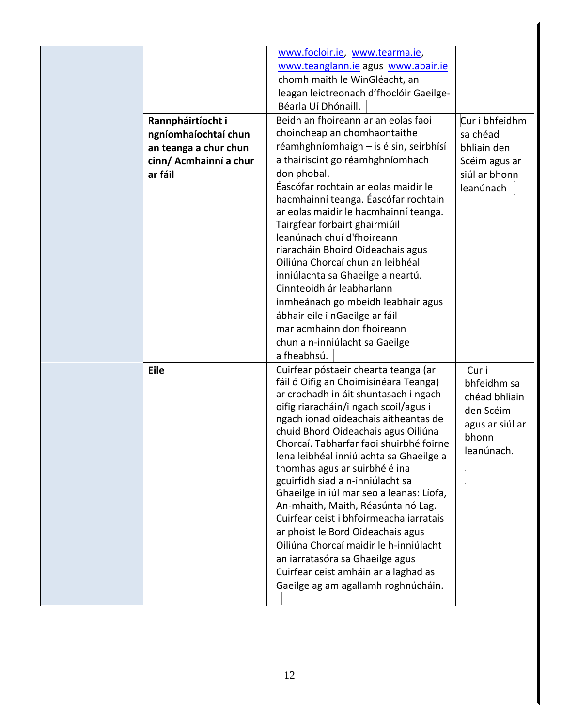| | | | |
|---|---|---|---|
| | | www.focloir.ie, www.tearma.ie, www.teanglann.ie agus www.abair.ie chomh maith le WinGléacht, an leagan leictreonach d'fhoclóir Gaeilge-Béarla Uí Dhónaill. | |
| | **Rannpháirtíocht i ngníomhaíochtaí chun an teanga a chur chun cinn/ Acmhainní a chur ar fáil** | Beidh an fhoireann ar an eolas faoi choincheap an chomhaontaithe réamhghníomhaigh – is é sin, seirbhísí a thairiscint go réamhghníomhach don phobal. Éascófar rochtain ar eolas maidir le hacmhainní teanga. Éascófar rochtain ar eolas maidir le hacmhainní teanga. Tairgfear forbairt ghairmiúil leanúnach chuí d'fhoireann riaracháin Bhoird Oideachais agus Oiliúna Chorcaí chun an leibhéal inniúlachta sa Ghaeilge a neartú. Cinnteoidh ár leabharlann inmheánach go mbeidh leabhair agus ábhair eile i nGaeilge ar fáil mar acmhainn don fhoireann chun a n-inniúlacht sa Gaeilge a fheabhsú. | Cur i bhfeidhm sa chéad bhliain den Scéim agus ar siúl ar bhonn leanúnach |
| | **Eile** | Cuirfear póstaeir chearta teanga (ar fáil ó Oifig an Choimisinéara Teanga) ar crochadh in áit shuntasach i ngach oifig riaracháin/i ngach scoil/agus i ngach ionad oideachais aitheantas de chuid Bhord Oideachais agus Oiliúna Chorcaí. Tabharfar faoi shuirbhé foirne lena leibhéal inniúlachta sa Ghaeilge a thomhas agus ar suirbhé é ina gcuirfidh siad a n-inniúlacht sa Ghaeilge in iúl mar seo a leanas: Líofa, An-mhaith, Maith, Réasúnta nó Lag. Cuirfear ceist i bhfoirmeacha iarratais ar phoist le Bord Oideachais agus Oiliúna Chorcaí maidir le h-inniúlacht an iarratasóra sa Ghaeilge agus Cuirfear ceist amháin ar a laghad as Gaeilge ag am agallamh roghnúcháin. | Cur i bhfeidhm sa chéad bhliain den Scéim agus ar siúl ar bhonn leanúnach. |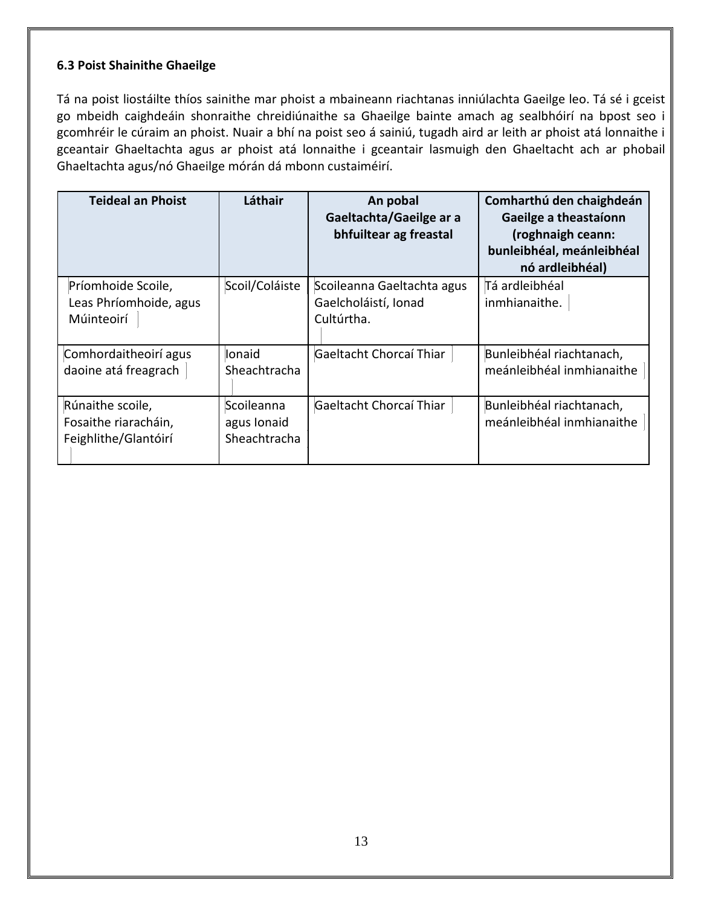### 6.3 Poist Shainithe Ghaeilge

Tá na poist liostáilte thíos sainithe mar phoist a mbaineann riachtanas inniúlachta Gaeilge leo. Tá sé i gceist go mbeidh caighdeáin shonraithe chreidiúnaithe sa Ghaeilge bainte amach ag sealbhóirí na bpost seo i gcomhréir le cúraim an phoist. Nuair a bhí na poist seo á sainiú, tugadh aird ar leith ar phoist atá lonnaithe i gceantair Ghaeltachta agus ar phoist atá lonnaithe i gceantair lasmuigh den Ghaeltacht ach ar phobail Ghaeltachta agus/nó Ghaeilge mórán dá mbonn custaiméirí.

| Teideal an Phoist | Láthair | An pobal Gaeltachta/Gaeilge ar a bhfuiltear ag freastal | Comharthú den chaighdeán Gaeilge a theastaíonn (roghnaigh ceann: bunleibhéal, meánleibhéal nó ardleibhéal) |
|---|---|---|---|
| Príomhoide Scoile, Leas Phríomhoide, agus Múinteoirí | Scoil/Coláiste | Scoileanna Gaeltachta agus Gaelcholáistí, Ionad Cultúrtha. | Tá ardleibhéal inmhianaithe. |
| Comhordaitheoirí agus daoine atá freagrach | Ionaid Sheachtracha | Gaeltacht Chorcaí Thiar | Bunleibhéal riachtanach, meánleibhéal inmhianaithe |
| Rúnaithe scoile, Fosaithe riaracháin, Feighlithe/Glantóirí | Scoileanna agus Ionaid Sheachtracha | Gaeltacht Chorcaí Thiar | Bunleibhéal riachtanach, meánleibhéal inmhianaithe |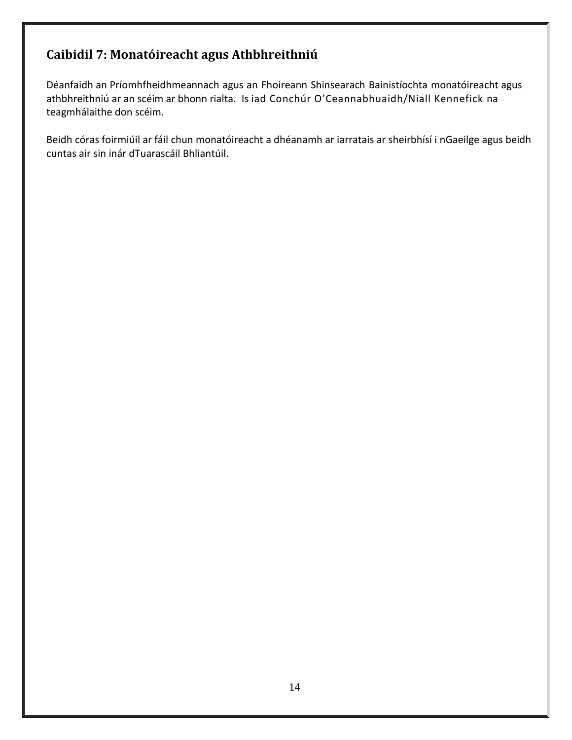## Caibidil 7: Monatóireacht agus Athbhreithniú

Déanfaidh an Príomhfheidhmeannach agus an Fhoireann Shinsearach Bainistíochta monatóireacht agus athbhreithniú ar an scéim ar bhonn rialta. Is iad Conchúr O'Ceannabhuaidh/Niall Kennefick na teagmhálaithe don scéim.

Beidh córas foirmiúil ar fáil chun monatóireacht a dhéanamh ar iarratais ar sheirbhísí i nGaeilge agus beidh cuntas air sin inár dTuarascáil Bhliantúil.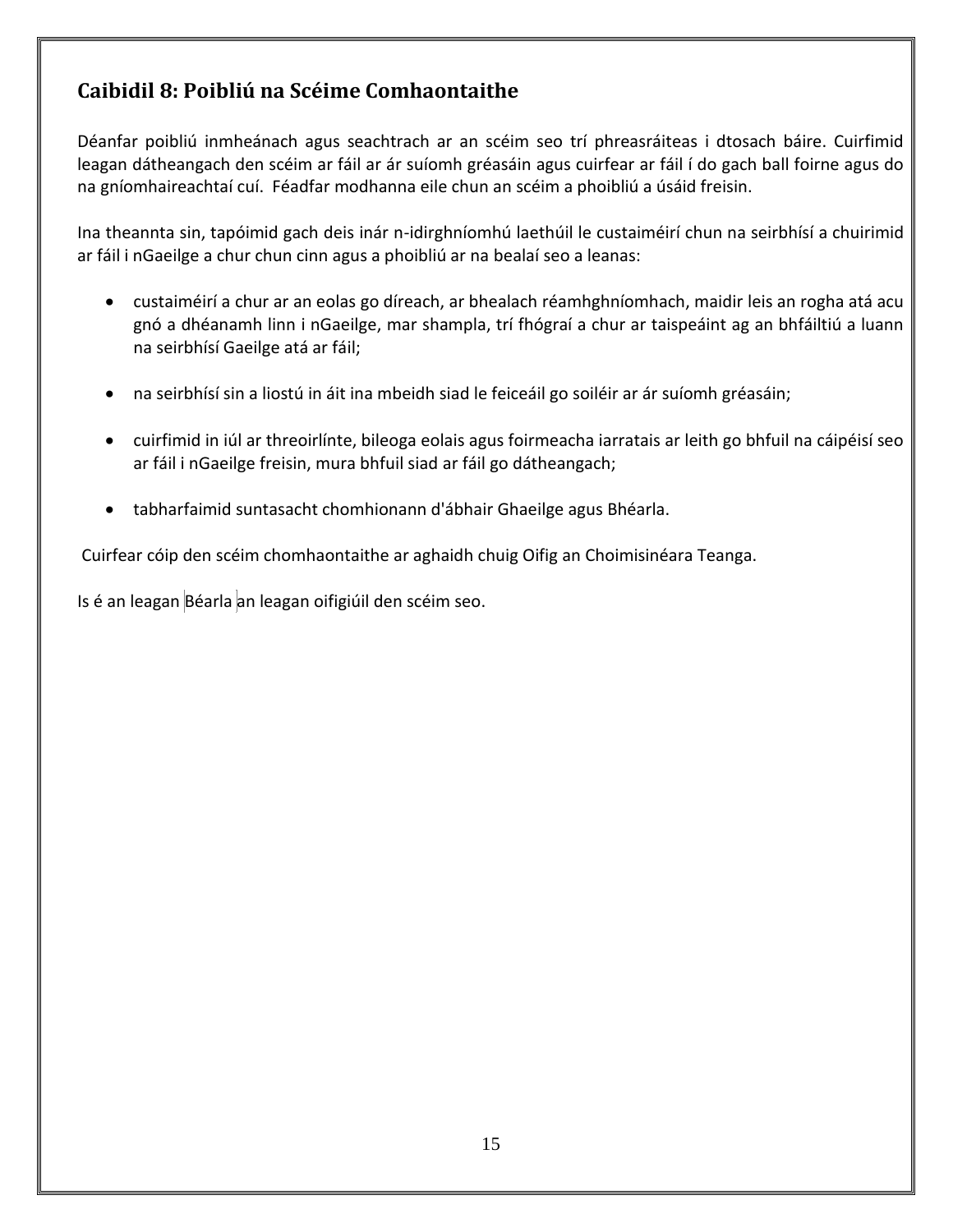## Caibidil 8: Poibliú na Scéime Comhaontaithe

Déanfar poibliú inmheánach agus seachtrach ar an scéim seo trí phreasráiteas i dtosach báire. Cuirfimid leagan dátheangach den scéim ar fáil ar ár suíomh gréasáin agus cuirfear ar fáil í do gach ball foirne agus do na gníomhaireachtaí cuí. Féadfar modhanna eile chun an scéim a phoibliú a úsáid freisin.

Ina theannta sin, tapóimid gach deis inár n-idirghníomhú laethúil le custaiméirí chun na seirbhísí a chuirimid ar fáil i nGaeilge a chur chun cinn agus a phoibliú ar na bealaí seo a leanas:

- custaiméirí a chur ar an eolas go díreach, ar bhealach réamhghníomhach, maidir leis an rogha atá acu gnó a dhéanamh linn i nGaeilge, mar shampla, trí fhógraí a chur ar taispeáint ag an bhfáiltiú a luann na seirbhísí Gaeilge atá ar fáil;

- na seirbhísí sin a liostú in áit ina mbeidh siad le feiceáil go soiléir ar ár suíomh gréasáin;

- cuirfimid in iúl ar threoirlínte, bileoga eolais agus foirmeacha iarratais ar leith go bhfuil na cáipéisí seo ar fáil i nGaeilge freisin, mura bhfuil siad ar fáil go dátheangach;

- tabharfaimid suntasacht chomhionann d'ábhair Ghaeilge agus Bhéarla.

Cuirfear cóip den scéim chomhaontaithe ar aghaidh chuig Oifig an Choimisinéara Teanga.

Is é an leagan Béarla an leagan oifigiúil den scéim seo.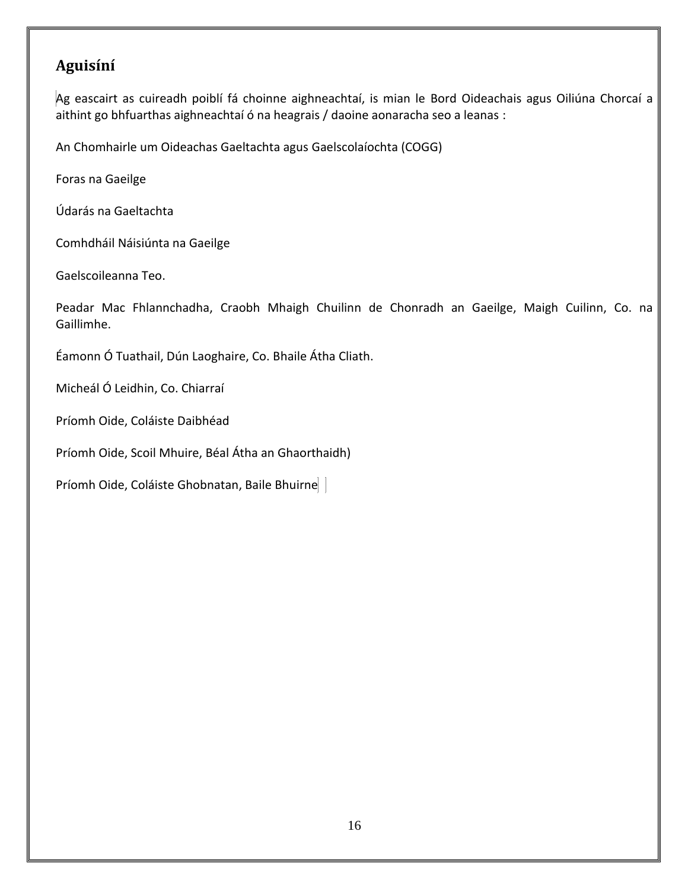## Aguisíní

Ag eascairt as cuireadh poiblí fá choinne aighneachtaí, is mian le Bord Oideachais agus Oiliúna Chorcaí a aithint go bhfuarthas aighneachtaí ó na heagrais / daoine aonaracha seo a leanas :

An Chomhairle um Oideachas Gaeltachta agus Gaelscolaíochta (COGG)

Foras na Gaeilge

Údarás na Gaeltachta

Comhdháil Náisiúnta na Gaeilge

Gaelscoileanna Teo.

Peadar Mac Fhlannchadha, Craobh Mhaigh Chuilinn de Chonradh an Gaeilge, Maigh Cuilinn, Co. na Gaillimhe.

Éamonn Ó Tuathail, Dún Laoghaire, Co. Bhaile Átha Cliath.

Micheál Ó Leidhin, Co. Chiarraí

Príomh Oide, Coláiste Daibhéad

Príomh Oide, Scoil Mhuire, Béal Átha an Ghaorthaidh)

Príomh Oide, Coláiste Ghobnatan, Baile Bhuirne